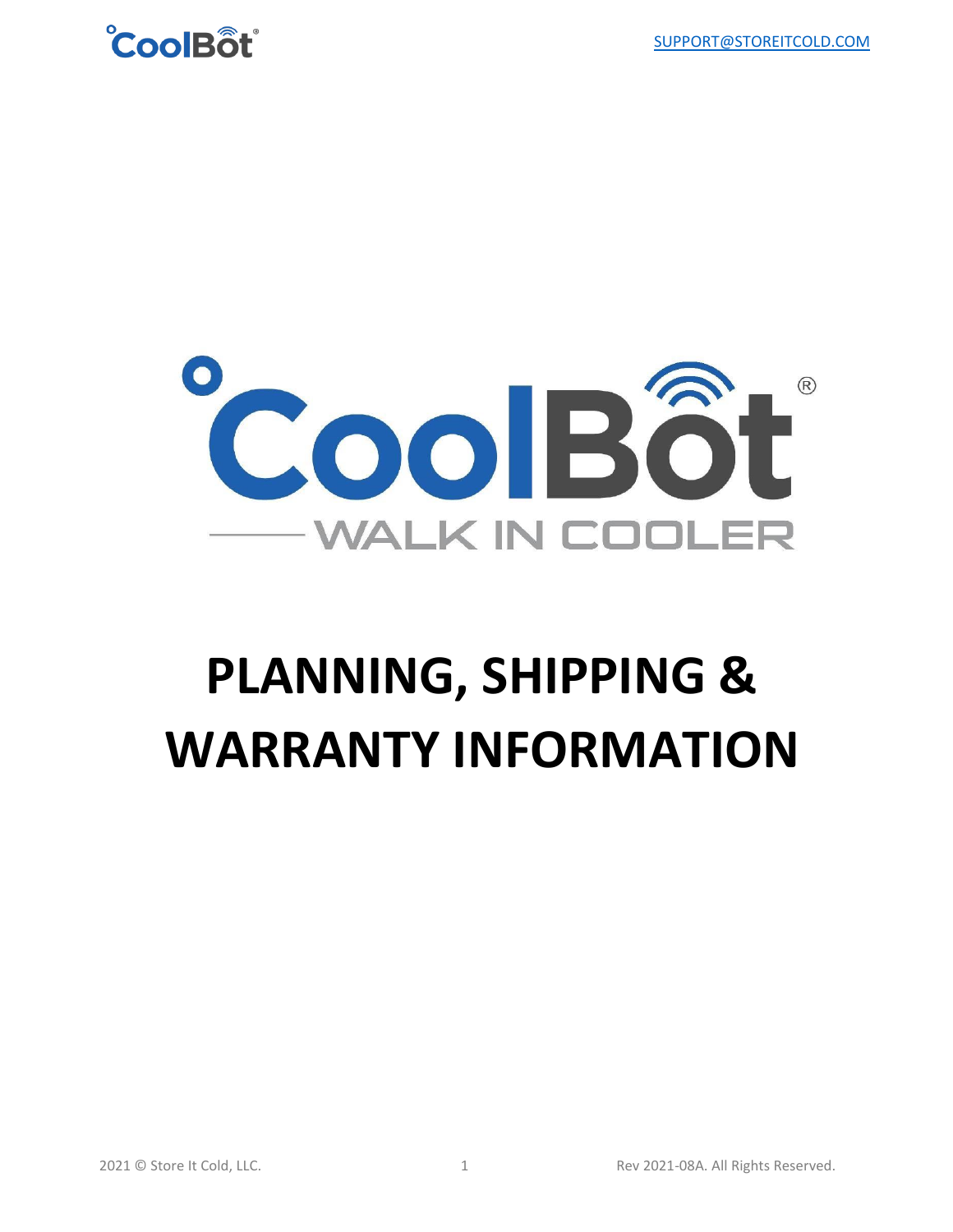# PLANNING, SHIPPING & WARRANTY INFORMATION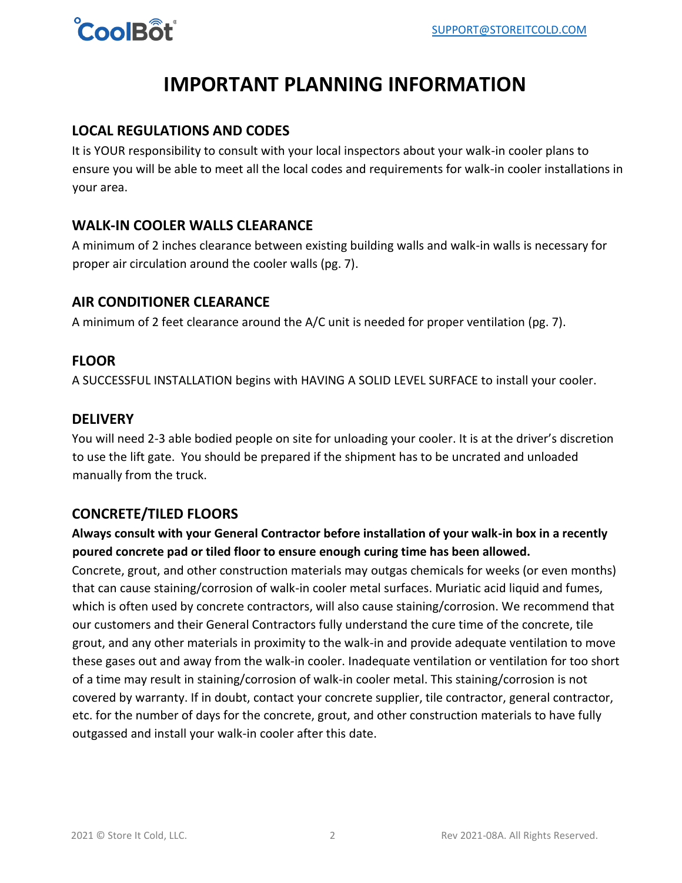# IMPORTANT PLANNING INFORMATION

## LOCAL REGULATIONS AND CODES

It is YOUR responsibility to consult with your local inspectors about your walk-in cooler plans to ensure you will be able to meet all the local codes and requirements for walk-in cooler installations in your area.

## WALK-IN COOLER WALLS CLEARANCE

A minimum of 2 inches clearance between existing building walls and walk-in walls is necessary for proper air circulation around the cooler walls (pg. 7).

## AIR CONDITIONER CLEARANCE

A minimum of 2 feet clearance around the A/C unit is needed for proper ventilation (pg. 7).

## FLOOR

A SUCCESSFUL INSTALLATION begins with HAVING A SOLID LEVEL SURFACE to install your cooler.

## DELIVERY

You will need 2-3 able bodied people on site for unloading your cooler. It is at the driver's discretion to use the lift gate. You should be prepared if the shipment has to be uncrated and unloaded manually from the truck.

## CONCRETE/TILED FLOORS

**Always consult with your General Contractor before installation of your walk-in box in a recently poured concrete pad or tiled floor to ensure enough curing time has been allowed.**

Concrete, grout, and other construction materials may outgas chemicals for weeks (or even months) that can cause staining/corrosion of walk-in cooler metal surfaces. Muriatic acid liquid and fumes, which is often used by concrete contractors, will also cause staining/corrosion. We recommend that our customers and their General Contractors fully understand the cure time of the concrete, tile grout, and any other materials in proximity to the walk-in and provide adequate ventilation to move these gases out and away from the walk-in cooler. Inadequate ventilation or ventilation for too short of a time may result in staining/corrosion of walk-in cooler metal. This staining/corrosion is not covered by warranty. If in doubt, contact your concrete supplier, tile contractor, general contractor, etc. for the number of days for the concrete, grout, and other construction materials to have fully outgassed and install your walk-in cooler after this date.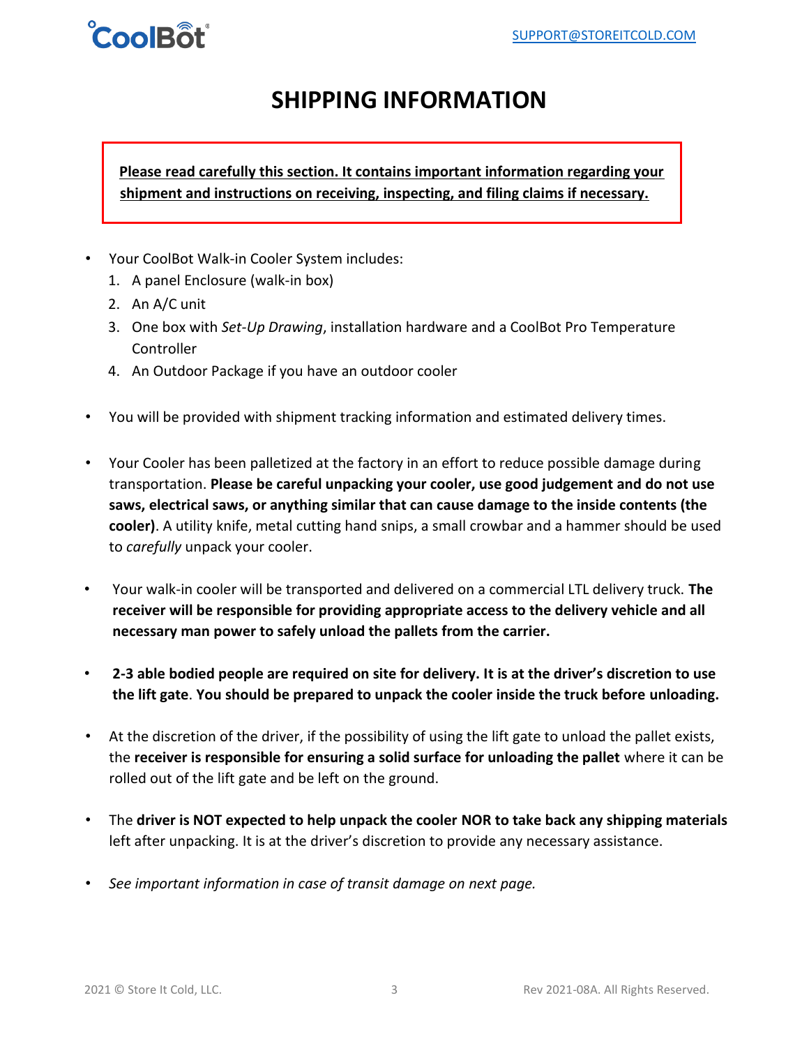# SHIPPING INFORMATION

**Please read carefully this section. It contains important information regarding your shipment and instructions on receiving, inspecting, and filing claims if necessary.**

- Your CoolBot Walk-in Cooler System includes:
  1. A panel Enclosure (walk-in box)
  2. An A/C unit
  3. One box with *Set-Up Drawing*, installation hardware and a CoolBot Pro Temperature Controller
  4. An Outdoor Package if you have an outdoor cooler

- You will be provided with shipment tracking information and estimated delivery times.

- Your Cooler has been palletized at the factory in an effort to reduce possible damage during transportation. **Please be careful unpacking your cooler, use good judgement and do not use saws, electrical saws, or anything similar that can cause damage to the inside contents (the cooler)**. A utility knife, metal cutting hand snips, a small crowbar and a hammer should be used to *carefully* unpack your cooler.

- Your walk-in cooler will be transported and delivered on a commercial LTL delivery truck. **The receiver will be responsible for providing appropriate access to the delivery vehicle and all necessary man power to safely unload the pallets from the carrier.**

- **2-3 able bodied people are required on site for delivery. It is at the driver's discretion to use the lift gate**. **You should be prepared to unpack the cooler inside the truck before unloading.**

- At the discretion of the driver, if the possibility of using the lift gate to unload the pallet exists, the **receiver is responsible for ensuring a solid surface for unloading the pallet** where it can be rolled out of the lift gate and be left on the ground.

- The **driver is NOT expected to help unpack the cooler NOR to take back any shipping materials** left after unpacking. It is at the driver's discretion to provide any necessary assistance.

- *See important information in case of transit damage on next page.*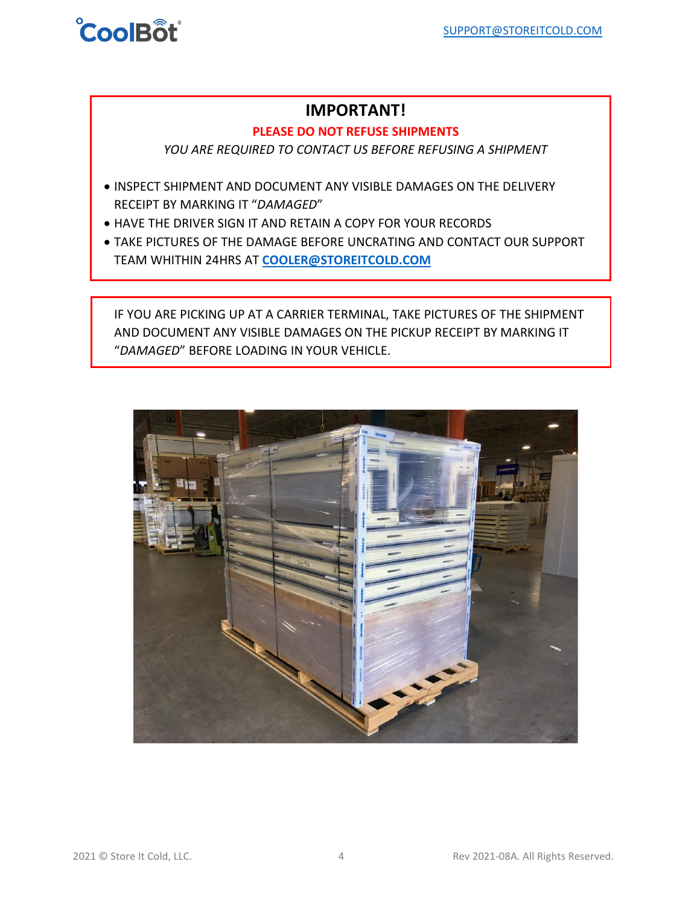## IMPORTANT!

**PLEASE DO NOT REFUSE SHIPMENTS**

*YOU ARE REQUIRED TO CONTACT US BEFORE REFUSING A SHIPMENT*

- INSPECT SHIPMENT AND DOCUMENT ANY VISIBLE DAMAGES ON THE DELIVERY RECEIPT BY MARKING IT "*DAMAGED*"
- HAVE THE DRIVER SIGN IT AND RETAIN A COPY FOR YOUR RECORDS
- TAKE PICTURES OF THE DAMAGE BEFORE UNCRATING AND CONTACT OUR SUPPORT TEAM WHITHIN 24HRS AT **COOLER@STOREITCOLD.COM**

IF YOU ARE PICKING UP AT A CARRIER TERMINAL, TAKE PICTURES OF THE SHIPMENT AND DOCUMENT ANY VISIBLE DAMAGES ON THE PICKUP RECEIPT BY MARKING IT "*DAMAGED*" BEFORE LOADING IN YOUR VEHICLE.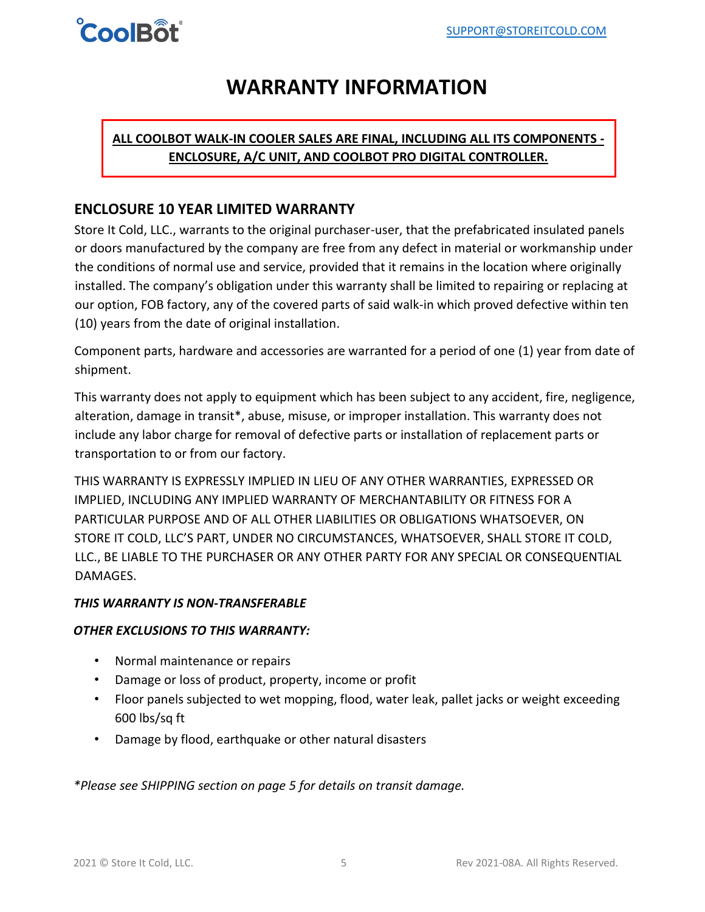# WARRANTY INFORMATION

**ALL COOLBOT WALK-IN COOLER SALES ARE FINAL, INCLUDING ALL ITS COMPONENTS - ENCLOSURE, A/C UNIT, AND COOLBOT PRO DIGITAL CONTROLLER.**

## ENCLOSURE 10 YEAR LIMITED WARRANTY

Store It Cold, LLC., warrants to the original purchaser-user, that the prefabricated insulated panels or doors manufactured by the company are free from any defect in material or workmanship under the conditions of normal use and service, provided that it remains in the location where originally installed. The company's obligation under this warranty shall be limited to repairing or replacing at our option, FOB factory, any of the covered parts of said walk-in which proved defective within ten (10) years from the date of original installation.

Component parts, hardware and accessories are warranted for a period of one (1) year from date of shipment.

This warranty does not apply to equipment which has been subject to any accident, fire, negligence, alteration, damage in transit*, abuse, misuse, or improper installation. This warranty does not include any labor charge for removal of defective parts or installation of replacement parts or transportation to or from our factory.

THIS WARRANTY IS EXPRESSLY IMPLIED IN LIEU OF ANY OTHER WARRANTIES, EXPRESSED OR IMPLIED, INCLUDING ANY IMPLIED WARRANTY OF MERCHANTABILITY OR FITNESS FOR A PARTICULAR PURPOSE AND OF ALL OTHER LIABILITIES OR OBLIGATIONS WHATSOEVER, ON STORE IT COLD, LLC'S PART, UNDER NO CIRCUMSTANCES, WHATSOEVER, SHALL STORE IT COLD, LLC., BE LIABLE TO THE PURCHASER OR ANY OTHER PARTY FOR ANY SPECIAL OR CONSEQUENTIAL DAMAGES.

***THIS WARRANTY IS NON-TRANSFERABLE***

***OTHER EXCLUSIONS TO THIS WARRANTY:***

- Normal maintenance or repairs
- Damage or loss of product, property, income or profit
- Floor panels subjected to wet mopping, flood, water leak, pallet jacks or weight exceeding 600 lbs/sq ft
- Damage by flood, earthquake or other natural disasters

*\*Please see SHIPPING section on page 5 for details on transit damage.*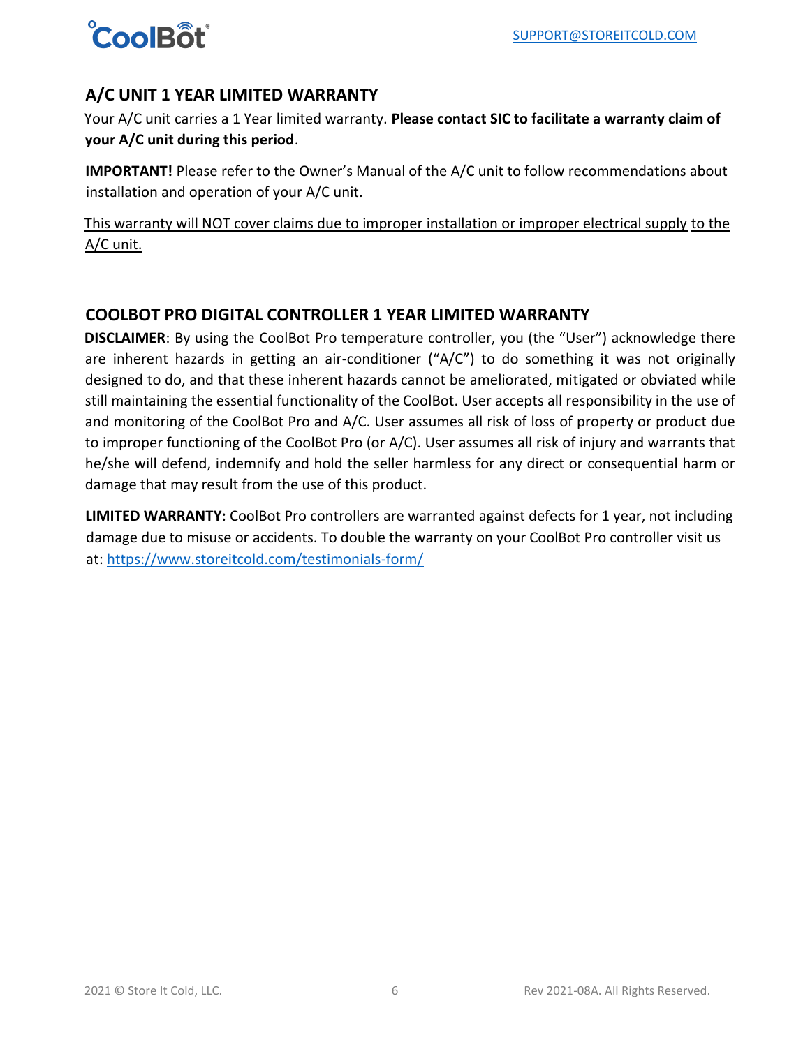## A/C UNIT 1 YEAR LIMITED WARRANTY

Your A/C unit carries a 1 Year limited warranty. **Please contact SIC to facilitate a warranty claim of your A/C unit during this period**.

**IMPORTANT!** Please refer to the Owner's Manual of the A/C unit to follow recommendations about installation and operation of your A/C unit.

This warranty will NOT cover claims due to improper installation or improper electrical supply to the A/C unit.

## COOLBOT PRO DIGITAL CONTROLLER 1 YEAR LIMITED WARRANTY

**DISCLAIMER**: By using the CoolBot Pro temperature controller, you (the "User") acknowledge there are inherent hazards in getting an air-conditioner ("A/C") to do something it was not originally designed to do, and that these inherent hazards cannot be ameliorated, mitigated or obviated while still maintaining the essential functionality of the CoolBot. User accepts all responsibility in the use of and monitoring of the CoolBot Pro and A/C. User assumes all risk of loss of property or product due to improper functioning of the CoolBot Pro (or A/C). User assumes all risk of injury and warrants that he/she will defend, indemnify and hold the seller harmless for any direct or consequential harm or damage that may result from the use of this product.

**LIMITED WARRANTY:** CoolBot Pro controllers are warranted against defects for 1 year, not including damage due to misuse or accidents. To double the warranty on your CoolBot Pro controller visit us at: https://www.storeitcold.com/testimonials-form/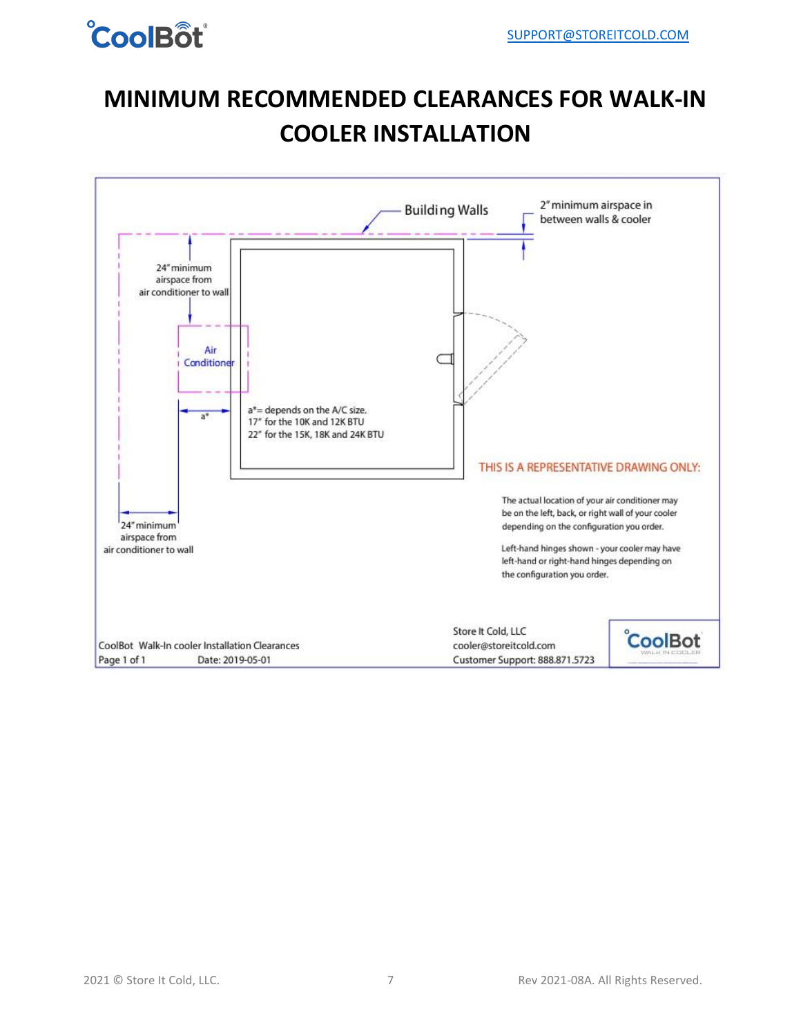# MINIMUM RECOMMENDED CLEARANCES FOR WALK-IN COOLER INSTALLATION

Building Walls

2" minimum airspace in between walls & cooler

24" minimum airspace from air conditioner to wall

Air Conditioner

a*

a* = depends on the A/C size.
17" for the 10K and 12K BTU
22" for the 15K, 18K and 24K BTU

24" minimum airspace from air conditioner to wall

THIS IS A REPRESENTATIVE DRAWING ONLY:

The actual location of your air conditioner may be on the left, back, or right wall of your cooler depending on the configuration you order.

Left-hand hinges shown - your cooler may have left-hand or right-hand hinges depending on the configuration you order.

CoolBot Walk-In cooler Installation Clearances
Page 1 of 1 Date: 2019-05-01

Store It Cold, LLC
cooler@storeitcold.com
Customer Support: 888.871.5723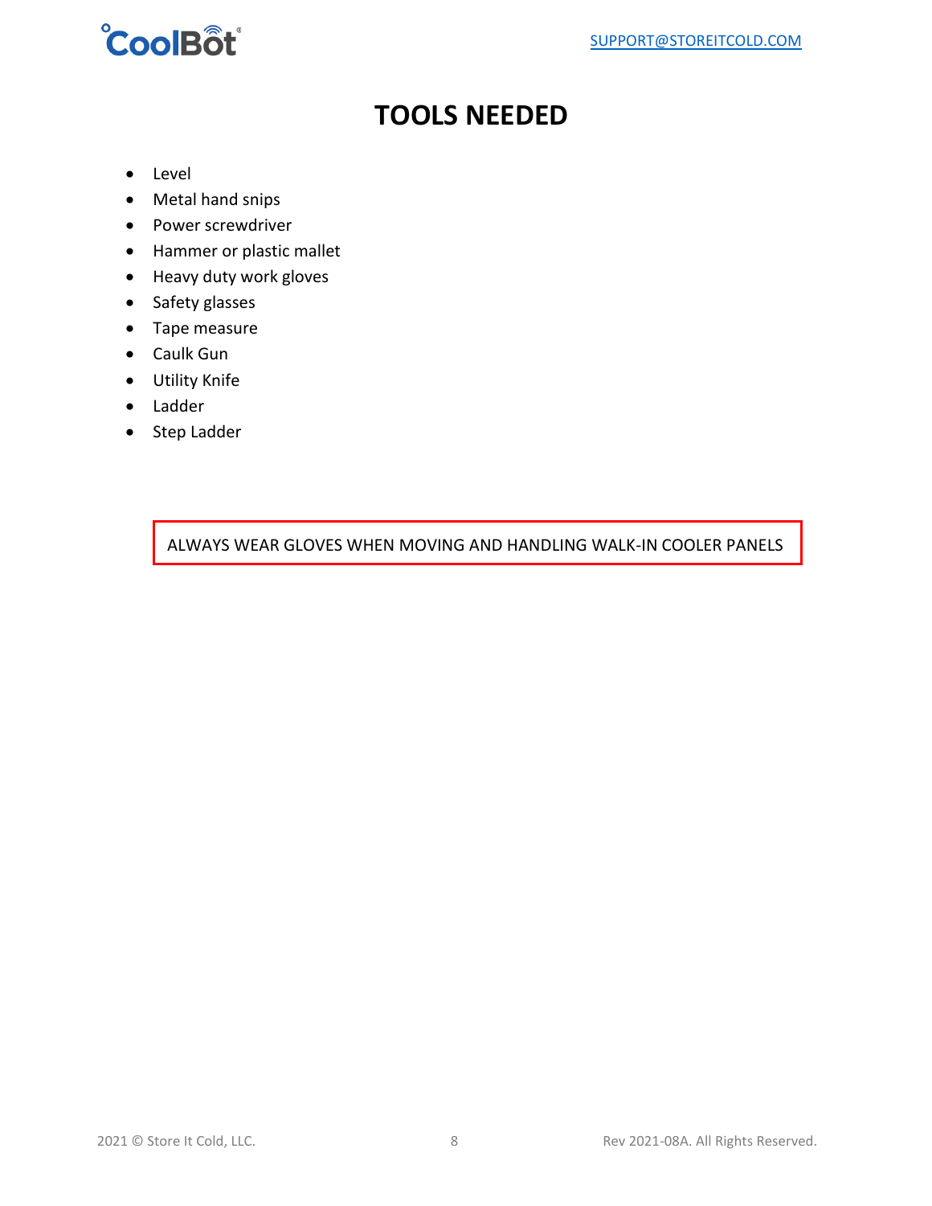# TOOLS NEEDED

- Level
- Metal hand snips
- Power screwdriver
- Hammer or plastic mallet
- Heavy duty work gloves
- Safety glasses
- Tape measure
- Caulk Gun
- Utility Knife
- Ladder
- Step Ladder

ALWAYS WEAR GLOVES WHEN MOVING AND HANDLING WALK-IN COOLER PANELS